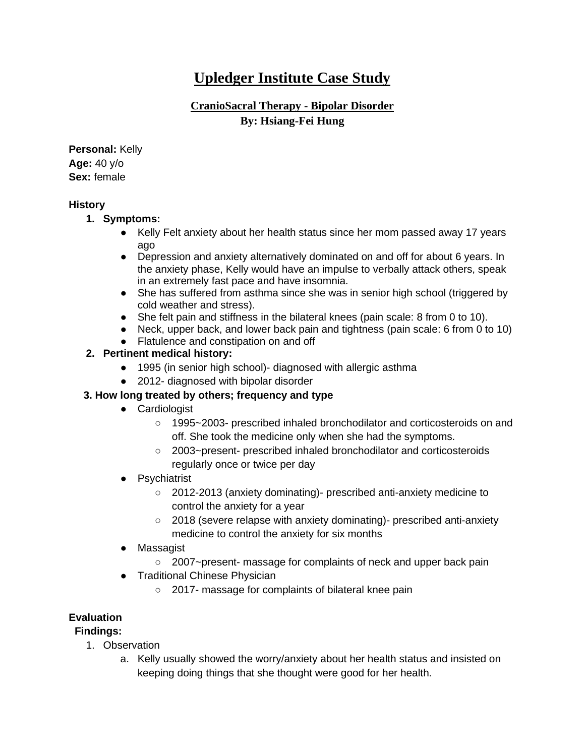# Upledger Institute Case Study

## CranioSacral Therapy - Bipolar Disorder

**By: Hsiang-Fei Hung**

**Personal:** Kelly
**Age:** 40 y/o
**Sex:** female

**History**

1. **Symptoms:**
   - Kelly Felt anxiety about her health status since her mom passed away 17 years ago
   - Depression and anxiety alternatively dominated on and off for about 6 years. In the anxiety phase, Kelly would have an impulse to verbally attack others, speak in an extremely fast pace and have insomnia.
   - She has suffered from asthma since she was in senior high school (triggered by cold weather and stress).
   - She felt pain and stiffness in the bilateral knees (pain scale: 8 from 0 to 10).
   - Neck, upper back, and lower back pain and tightness (pain scale: 6 from 0 to 10)
   - Flatulence and constipation on and off
2. **Pertinent medical history:**
   - 1995 (in senior high school)- diagnosed with allergic asthma
   - 2012- diagnosed with bipolar disorder
3. **How long treated by others; frequency and type**
   - Cardiologist
     - 1995~2003- prescribed inhaled bronchodilator and corticosteroids on and off. She took the medicine only when she had the symptoms.
     - 2003~present- prescribed inhaled bronchodilator and corticosteroids regularly once or twice per day
   - Psychiatrist
     - 2012-2013 (anxiety dominating)- prescribed anti-anxiety medicine to control the anxiety for a year
     - 2018 (severe relapse with anxiety dominating)- prescribed anti-anxiety medicine to control the anxiety for six months
   - Massagist
     - 2007~present- massage for complaints of neck and upper back pain
   - Traditional Chinese Physician
     - 2017- massage for complaints of bilateral knee pain

**Evaluation**

**Findings:**

1. Observation
   a. Kelly usually showed the worry/anxiety about her health status and insisted on keeping doing things that she thought were good for her health.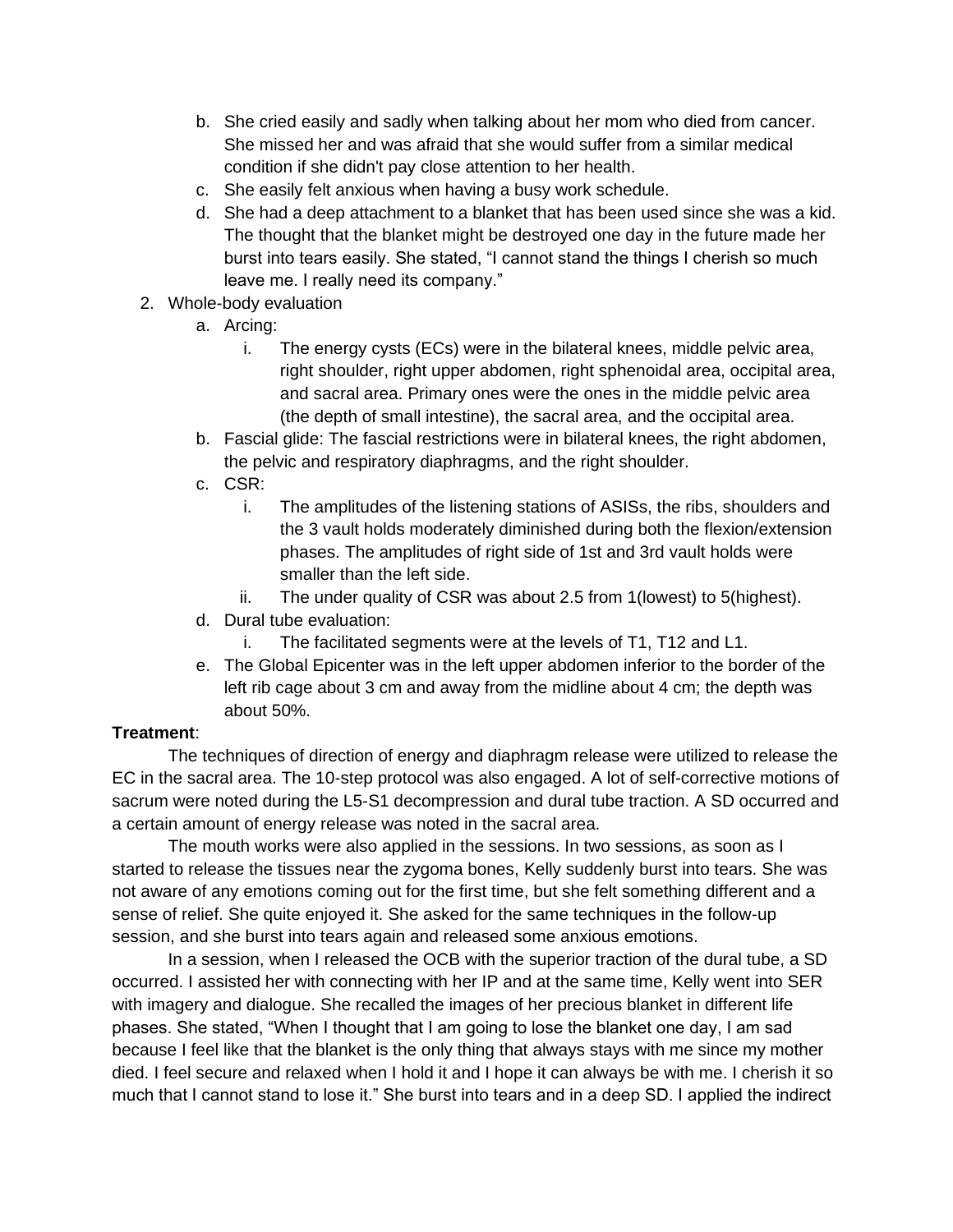b. She cried easily and sadly when talking about her mom who died from cancer. She missed her and was afraid that she would suffer from a similar medical condition if she didn't pay close attention to her health.
   c. She easily felt anxious when having a busy work schedule.
   d. She had a deep attachment to a blanket that has been used since she was a kid. The thought that the blanket might be destroyed one day in the future made her burst into tears easily. She stated, "I cannot stand the things I cherish so much leave me. I really need its company."
2. Whole-body evaluation
   a. Arcing:
      i. The energy cysts (ECs) were in the bilateral knees, middle pelvic area, right shoulder, right upper abdomen, right sphenoidal area, occipital area, and sacral area. Primary ones were the ones in the middle pelvic area (the depth of small intestine), the sacral area, and the occipital area.
   b. Fascial glide: The fascial restrictions were in bilateral knees, the right abdomen, the pelvic and respiratory diaphragms, and the right shoulder.
   c. CSR:
      i. The amplitudes of the listening stations of ASISs, the ribs, shoulders and the 3 vault holds moderately diminished during both the flexion/extension phases. The amplitudes of right side of 1st and 3rd vault holds were smaller than the left side.
      ii. The under quality of CSR was about 2.5 from 1(lowest) to 5(highest).
   d. Dural tube evaluation:
      i. The facilitated segments were at the levels of T1, T12 and L1.
   e. The Global Epicenter was in the left upper abdomen inferior to the border of the left rib cage about 3 cm and away from the midline about 4 cm; the depth was about 50%.

**Treatment**:

The techniques of direction of energy and diaphragm release were utilized to release the EC in the sacral area. The 10-step protocol was also engaged. A lot of self-corrective motions of sacrum were noted during the L5-S1 decompression and dural tube traction. A SD occurred and a certain amount of energy release was noted in the sacral area.

The mouth works were also applied in the sessions. In two sessions, as soon as I started to release the tissues near the zygoma bones, Kelly suddenly burst into tears. She was not aware of any emotions coming out for the first time, but she felt something different and a sense of relief. She quite enjoyed it. She asked for the same techniques in the follow-up session, and she burst into tears again and released some anxious emotions.

In a session, when I released the OCB with the superior traction of the dural tube, a SD occurred. I assisted her with connecting with her IP and at the same time, Kelly went into SER with imagery and dialogue. She recalled the images of her precious blanket in different life phases. She stated, "When I thought that I am going to lose the blanket one day, I am sad because I feel like that the blanket is the only thing that always stays with me since my mother died. I feel secure and relaxed when I hold it and I hope it can always be with me. I cherish it so much that I cannot stand to lose it." She burst into tears and in a deep SD. I applied the indirect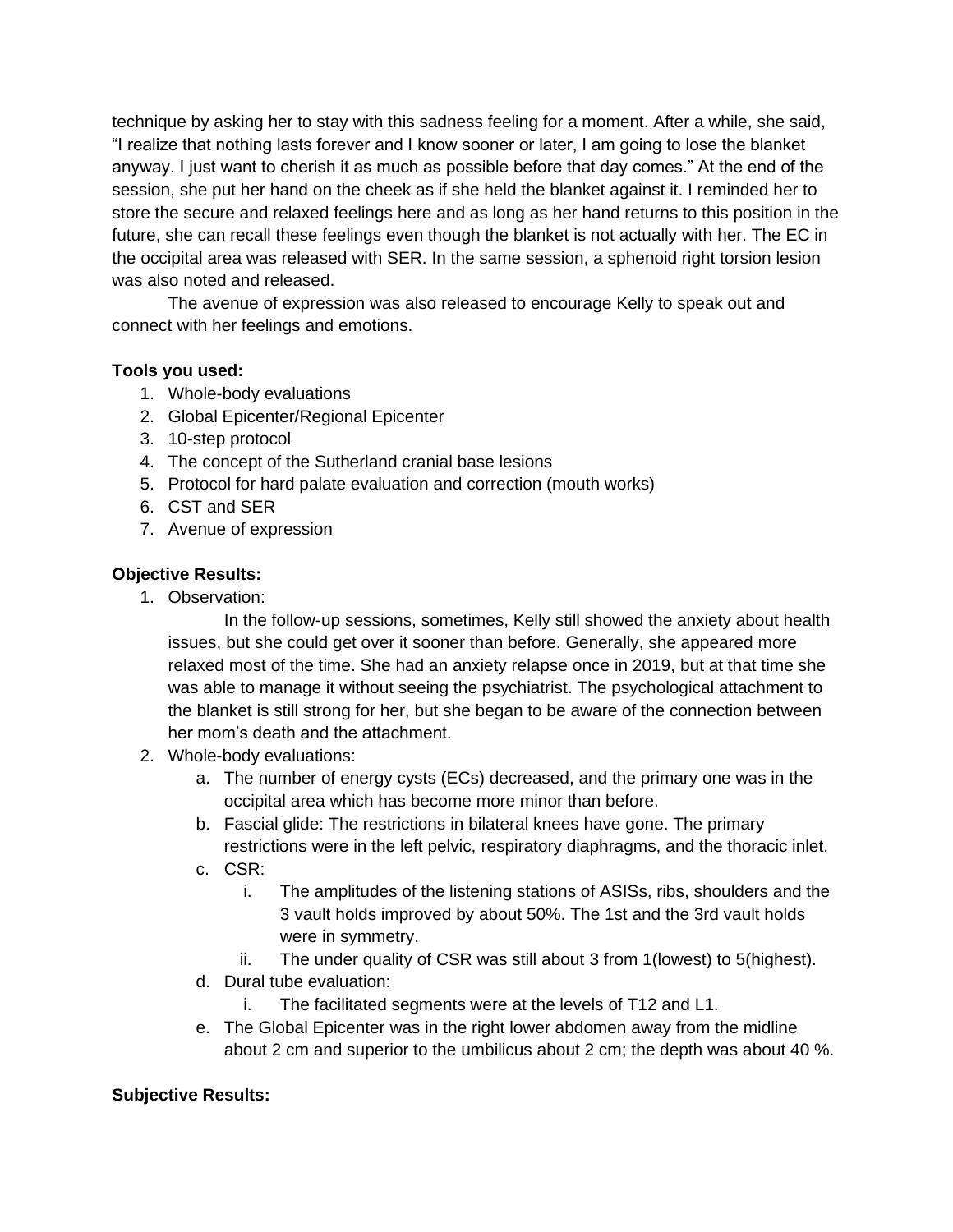technique by asking her to stay with this sadness feeling for a moment. After a while, she said, "I realize that nothing lasts forever and I know sooner or later, I am going to lose the blanket anyway. I just want to cherish it as much as possible before that day comes." At the end of the session, she put her hand on the cheek as if she held the blanket against it. I reminded her to store the secure and relaxed feelings here and as long as her hand returns to this position in the future, she can recall these feelings even though the blanket is not actually with her. The EC in the occipital area was released with SER. In the same session, a sphenoid right torsion lesion was also noted and released.

The avenue of expression was also released to encourage Kelly to speak out and connect with her feelings and emotions.

**Tools you used:**

1. Whole-body evaluations
2. Global Epicenter/Regional Epicenter
3. 10-step protocol
4. The concept of the Sutherland cranial base lesions
5. Protocol for hard palate evaluation and correction (mouth works)
6. CST and SER
7. Avenue of expression

**Objective Results:**

1. Observation:

   In the follow-up sessions, sometimes, Kelly still showed the anxiety about health issues, but she could get over it sooner than before. Generally, she appeared more relaxed most of the time. She had an anxiety relapse once in 2019, but at that time she was able to manage it without seeing the psychiatrist. The psychological attachment to the blanket is still strong for her, but she began to be aware of the connection between her mom's death and the attachment.

2. Whole-body evaluations:
   a. The number of energy cysts (ECs) decreased, and the primary one was in the occipital area which has become more minor than before.
   b. Fascial glide: The restrictions in bilateral knees have gone. The primary restrictions were in the left pelvic, respiratory diaphragms, and the thoracic inlet.
   c. CSR:
      i. The amplitudes of the listening stations of ASISs, ribs, shoulders and the 3 vault holds improved by about 50%. The 1st and the 3rd vault holds were in symmetry.
      ii. The under quality of CSR was still about 3 from 1(lowest) to 5(highest).
   d. Dural tube evaluation:
      i. The facilitated segments were at the levels of T12 and L1.
   e. The Global Epicenter was in the right lower abdomen away from the midline about 2 cm and superior to the umbilicus about 2 cm; the depth was about 40 %.

**Subjective Results:**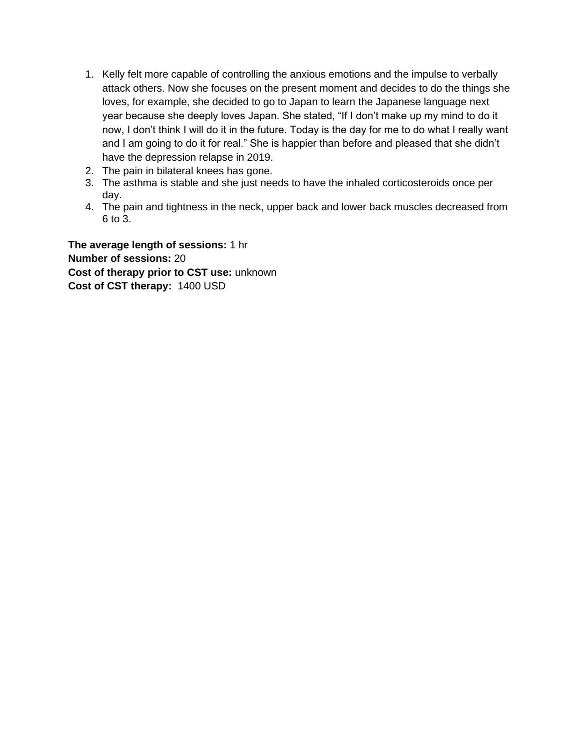1. Kelly felt more capable of controlling the anxious emotions and the impulse to verbally attack others. Now she focuses on the present moment and decides to do the things she loves, for example, she decided to go to Japan to learn the Japanese language next year because she deeply loves Japan. She stated, “If I don’t make up my mind to do it now, I don’t think I will do it in the future. Today is the day for me to do what I really want and I am going to do it for real.” She is happier than before and pleased that she didn’t have the depression relapse in 2019.
2. The pain in bilateral knees has gone.
3. The asthma is stable and she just needs to have the inhaled corticosteroids once per day.
4. The pain and tightness in the neck, upper back and lower back muscles decreased from 6 to 3.

**The average length of sessions:** 1 hr
**Number of sessions:** 20
**Cost of therapy prior to CST use:** unknown
**Cost of CST therapy:** 1400 USD